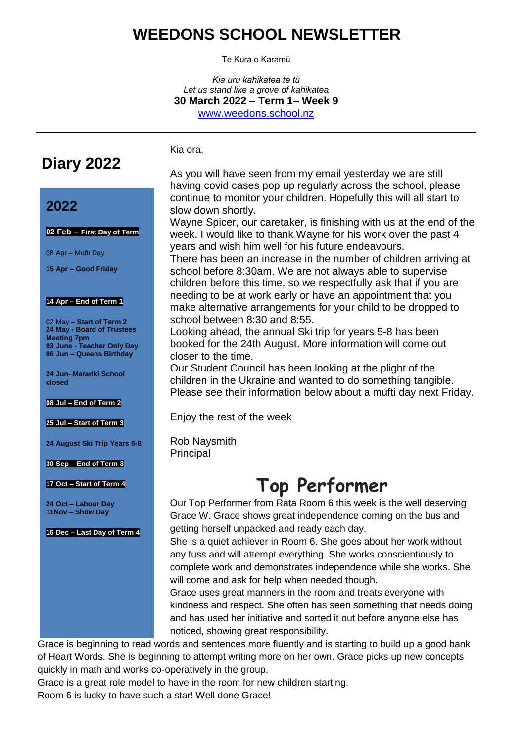# WEEDONS SCHOOL NEWSLETTER

Te Kura o Karamū

*Kia uru kahikatea te tū*
*Let us stand like a grove of kahikatea*
**30 March 2022 – Term 1– Week 9**
www.weedons.school.nz

## Diary 2022

### 2022

**02 Feb – First Day of Term**

08 Apr – Mufti Day

**15 Apr – Good Friday**

**14 Apr – End of Term 1**

02 May **– Start of Term 2**
**24 May - Board of Trustees Meeting 7pm**
**03 June - Teacher Only Day**
**06 Jun – Queens Birthday**

**24 Jun- Matariki School closed**

**08 Jul – End of Term 2**

**25 Jul – Start of Term 3**

**24 August Ski Trip Years 5-8**

**30 Sep – End of Term 3**

**17 Oct – Start of Term 4**

**24 Oct – Labour Day**
**11Nov – Show Day**

**16 Dec – Last Day of Term 4**

Kia ora,

As you will have seen from my email yesterday we are still having covid cases pop up regularly across the school, please continue to monitor your children. Hopefully this will all start to slow down shortly.

Wayne Spicer, our caretaker, is finishing with us at the end of the week. I would like to thank Wayne for his work over the past 4 years and wish him well for his future endeavours.

There has been an increase in the number of children arriving at school before 8:30am. We are not always able to supervise children before this time, so we respectfully ask that if you are needing to be at work early or have an appointment that you make alternative arrangements for your child to be dropped to school between 8:30 and 8:55.

Looking ahead, the annual Ski trip for years 5-8 has been booked for the 24th August. More information will come out closer to the time.

Our Student Council has been looking at the plight of the children in the Ukraine and wanted to do something tangible. Please see their information below about a mufti day next Friday.

Enjoy the rest of the week

Rob Naysmith
Principal

## Top Performer

Our Top Performer from Rata Room 6 this week is the well deserving Grace W. Grace shows great independence coming on the bus and getting herself unpacked and ready each day.

She is a quiet achiever in Room 6. She goes about her work without any fuss and will attempt everything. She works conscientiously to complete work and demonstrates independence while she works. She will come and ask for help when needed though.

Grace uses great manners in the room and treats everyone with kindness and respect. She often has seen something that needs doing and has used her initiative and sorted it out before anyone else has noticed, showing great responsibility.

Grace is beginning to read words and sentences more fluently and is starting to build up a good bank of Heart Words. She is beginning to attempt writing more on her own. Grace picks up new concepts quickly in math and works co-operatively in the group.

Grace is a great role model to have in the room for new children starting.

Room 6 is lucky to have such a star! Well done Grace!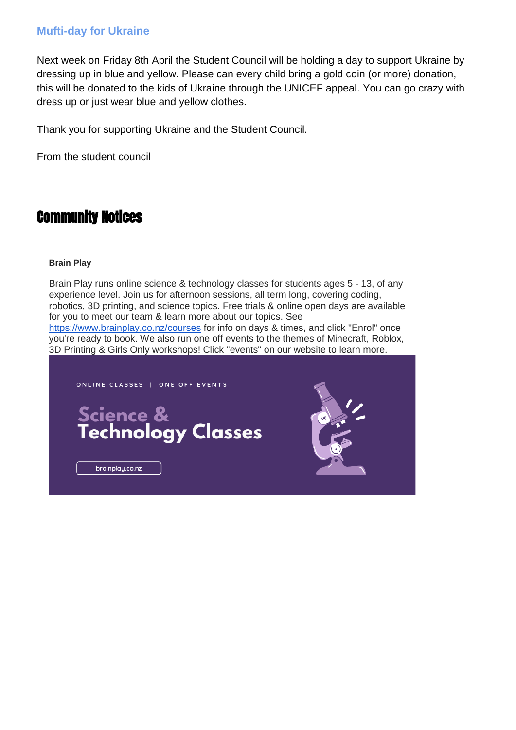## Mufti-day for Ukraine

Next week on Friday 8th April the Student Council will be holding a day to support Ukraine by dressing up in blue and yellow. Please can every child bring a gold coin (or more) donation, this will be donated to the kids of Ukraine through the UNICEF appeal. You can go crazy with dress up or just wear blue and yellow clothes.

Thank you for supporting Ukraine and the Student Council.

From the student council

# Community Notices

**Brain Play**

Brain Play runs online science & technology classes for students ages 5 - 13, of any experience level. Join us for afternoon sessions, all term long, covering coding, robotics, 3D printing, and science topics. Free trials & online open days are available for you to meet our team & learn more about our topics. See [https://www.brainplay.co.nz/courses](https://www.brainplay.co.nz/courses) for info on days & times, and click "Enrol" once you're ready to book. We also run one off events to the themes of Minecraft, Roblox, 3D Printing & Girls Only workshops! Click "events" on our website to learn more.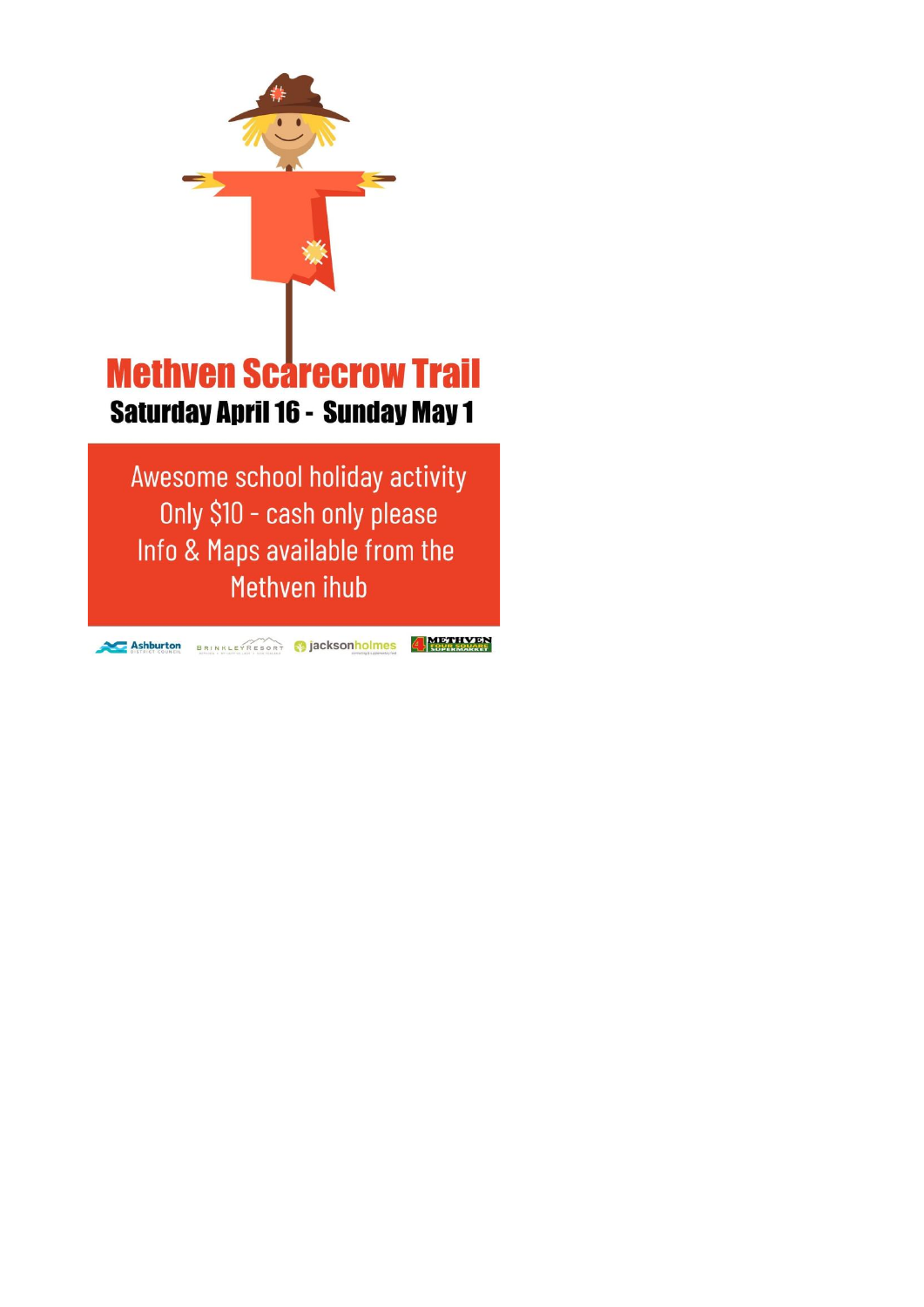# Methven Scarecrow Trail

**Saturday April 16 - Sunday May 1**

Awesome school holiday activity
Only $10 - cash only please
Info & Maps available from the
Methven ihub